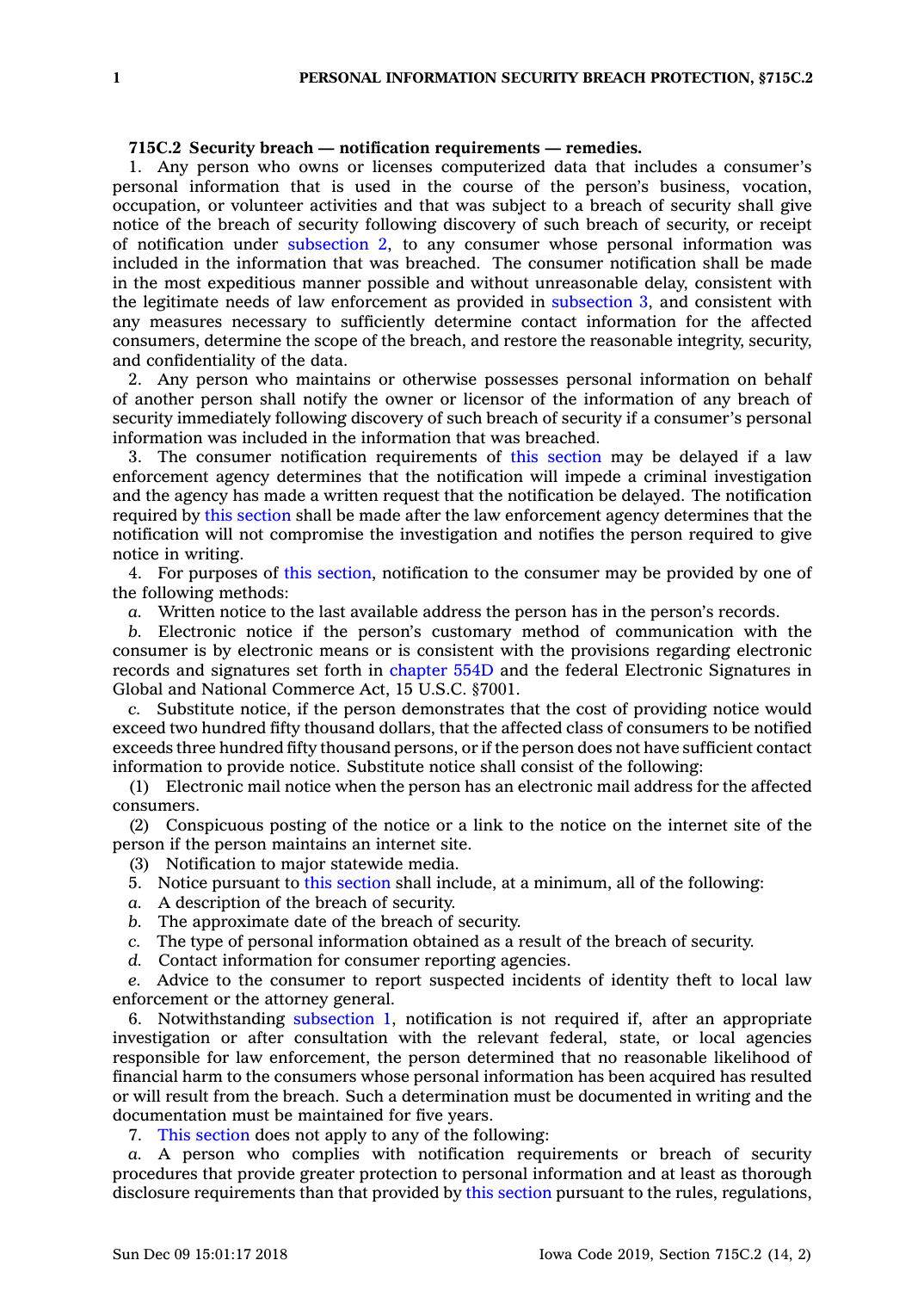**715C.2 Security breach — notification requirements — remedies.**

1. Any person who owns or licenses computerized data that includes a consumer's personal information that is used in the course of the person's business, vocation, occupation, or volunteer activities and that was subject to a breach of security shall give notice of the breach of security following discovery of such breach of security, or receipt of notification under subsection 2, to any consumer whose personal information was included in the information that was breached. The consumer notification shall be made in the most expeditious manner possible and without unreasonable delay, consistent with the legitimate needs of law enforcement as provided in subsection 3, and consistent with any measures necessary to sufficiently determine contact information for the affected consumers, determine the scope of the breach, and restore the reasonable integrity, security, and confidentiality of the data.

2. Any person who maintains or otherwise possesses personal information on behalf of another person shall notify the owner or licensor of the information of any breach of security immediately following discovery of such breach of security if a consumer's personal information was included in the information that was breached.

3. The consumer notification requirements of this section may be delayed if a law enforcement agency determines that the notification will impede a criminal investigation and the agency has made a written request that the notification be delayed. The notification required by this section shall be made after the law enforcement agency determines that the notification will not compromise the investigation and notifies the person required to give notice in writing.

4. For purposes of this section, notification to the consumer may be provided by one of the following methods:

*a.* Written notice to the last available address the person has in the person's records.

*b.* Electronic notice if the person's customary method of communication with the consumer is by electronic means or is consistent with the provisions regarding electronic records and signatures set forth in chapter 554D and the federal Electronic Signatures in Global and National Commerce Act, 15 U.S.C. §7001.

*c.* Substitute notice, if the person demonstrates that the cost of providing notice would exceed two hundred fifty thousand dollars, that the affected class of consumers to be notified exceeds three hundred fifty thousand persons, or if the person does not have sufficient contact information to provide notice. Substitute notice shall consist of the following:

(1) Electronic mail notice when the person has an electronic mail address for the affected consumers.

(2) Conspicuous posting of the notice or a link to the notice on the internet site of the person if the person maintains an internet site.

(3) Notification to major statewide media.

5. Notice pursuant to this section shall include, at a minimum, all of the following:

*a.* A description of the breach of security.

*b.* The approximate date of the breach of security.

*c.* The type of personal information obtained as a result of the breach of security.

*d.* Contact information for consumer reporting agencies.

*e.* Advice to the consumer to report suspected incidents of identity theft to local law enforcement or the attorney general.

6. Notwithstanding subsection 1, notification is not required if, after an appropriate investigation or after consultation with the relevant federal, state, or local agencies responsible for law enforcement, the person determined that no reasonable likelihood of financial harm to the consumers whose personal information has been acquired has resulted or will result from the breach. Such a determination must be documented in writing and the documentation must be maintained for five years.

7. This section does not apply to any of the following:

*a.* A person who complies with notification requirements or breach of security procedures that provide greater protection to personal information and at least as thorough disclosure requirements than that provided by this section pursuant to the rules, regulations,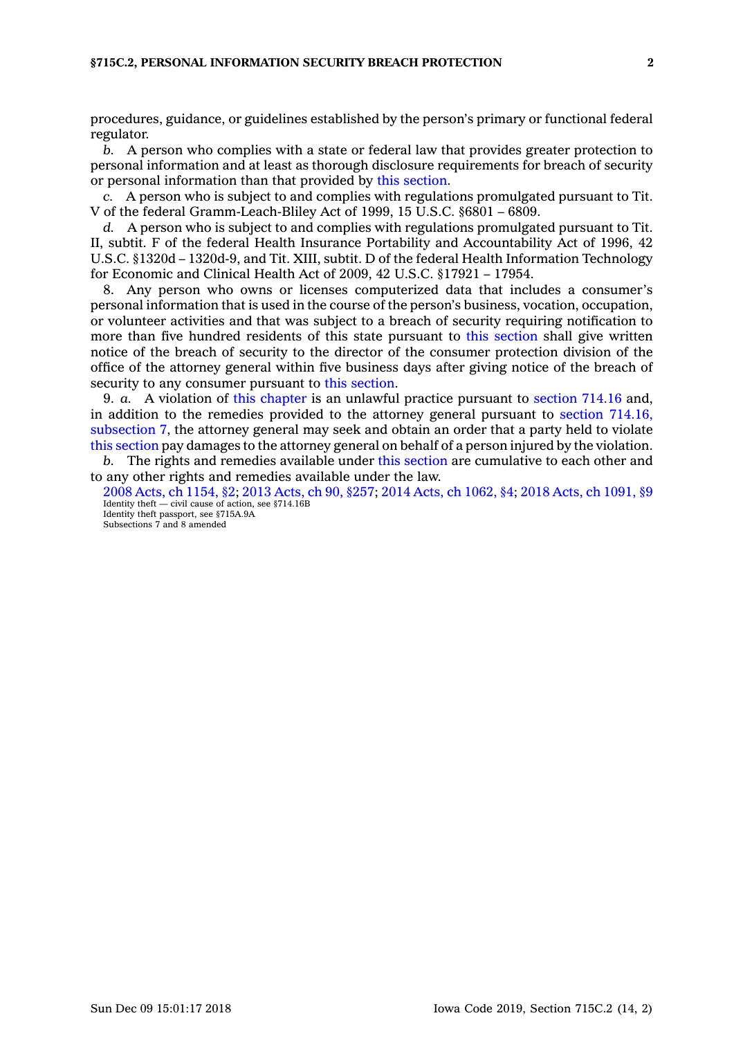procedures, guidance, or guidelines established by the person's primary or functional federal regulator.

*b.* A person who complies with a state or federal law that provides greater protection to personal information and at least as thorough disclosure requirements for breach of security or personal information than that provided by this section.

*c.* A person who is subject to and complies with regulations promulgated pursuant to Tit. V of the federal Gramm-Leach-Bliley Act of 1999, 15 U.S.C. §6801 – 6809.

*d.* A person who is subject to and complies with regulations promulgated pursuant to Tit. II, subtit. F of the federal Health Insurance Portability and Accountability Act of 1996, 42 U.S.C. §1320d – 1320d-9, and Tit. XIII, subtit. D of the federal Health Information Technology for Economic and Clinical Health Act of 2009, 42 U.S.C. §17921 – 17954.

8. Any person who owns or licenses computerized data that includes a consumer's personal information that is used in the course of the person's business, vocation, occupation, or volunteer activities and that was subject to a breach of security requiring notification to more than five hundred residents of this state pursuant to this section shall give written notice of the breach of security to the director of the consumer protection division of the office of the attorney general within five business days after giving notice of the breach of security to any consumer pursuant to this section.

9. *a.* A violation of this chapter is an unlawful practice pursuant to section 714.16 and, in addition to the remedies provided to the attorney general pursuant to section 714.16, subsection 7, the attorney general may seek and obtain an order that a party held to violate this section pay damages to the attorney general on behalf of a person injured by the violation.

*b.* The rights and remedies available under this section are cumulative to each other and to any other rights and remedies available under the law.

2008 Acts, ch 1154, §2; 2013 Acts, ch 90, §257; 2014 Acts, ch 1062, §4; 2018 Acts, ch 1091, §9
Identity theft — civil cause of action, see §714.16B
Identity theft passport, see §715A.9A
Subsections 7 and 8 amended